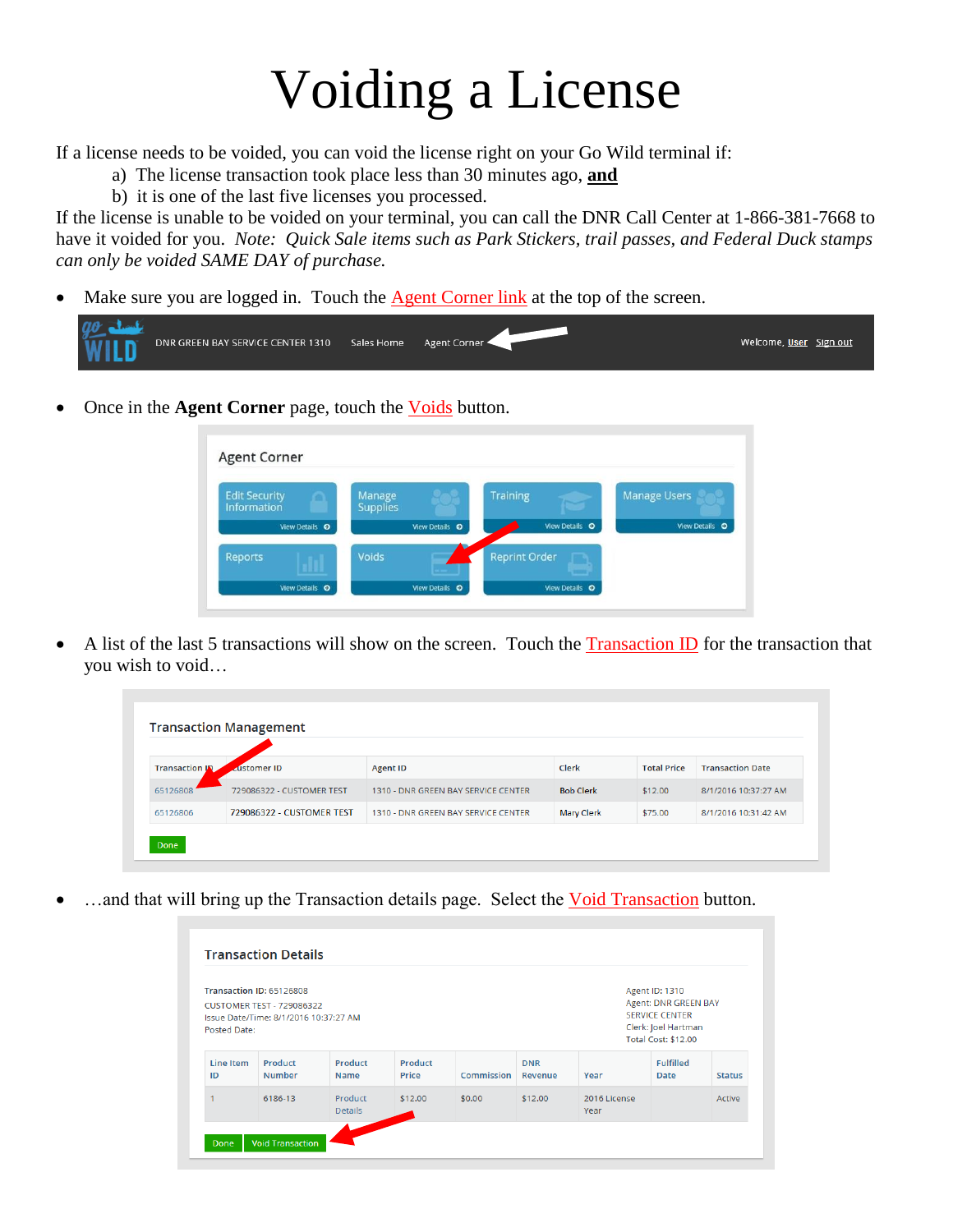# Voiding a License

If a license needs to be voided, you can void the license right on your Go Wild terminal if:

a) The license transaction took place less than 30 minutes ago, **and**

b) it is one of the last five licenses you processed.

If the license is unable to be voided on your terminal, you can call the DNR Call Center at 1-866-381-7668 to have it voided for you. *Note: Quick Sale items such as Park Stickers, trail passes, and Federal Duck stamps can only be voided SAME DAY of purchase.*

- Make sure you are logged in. Touch the Agent Corner link at the top of the screen.

- Once in the **Agent Corner** page, touch the Voids button.

- A list of the last 5 transactions will show on the screen. Touch the Transaction ID for the transaction that you wish to void…

- …and that will bring up the Transaction details page. Select the Void Transaction button.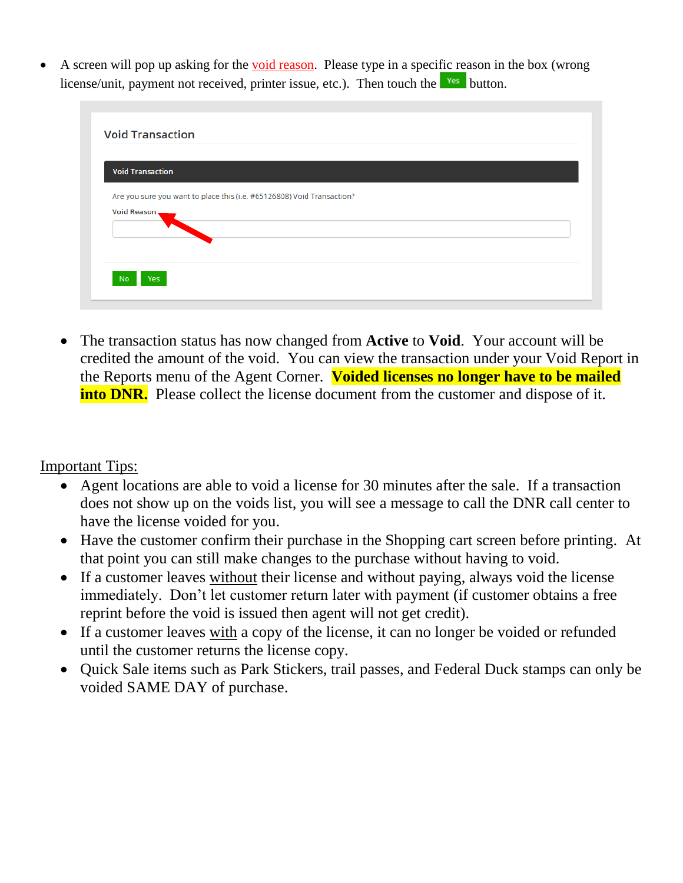- A screen will pop up asking for the void reason. Please type in a specific reason in the box (wrong license/unit, payment not received, printer issue, etc.). Then touch the Yes button.

Void Transaction

Void Transaction

Are you sure you want to place this (i.e. #65126808) Void Transaction?

Void Reason

No Yes

- The transaction status has now changed from **Active** to **Void**. Your account will be credited the amount of the void. You can view the transaction under your Void Report in the Reports menu of the Agent Corner. **Voided licenses no longer have to be mailed into DNR.** Please collect the license document from the customer and dispose of it.

Important Tips:

- Agent locations are able to void a license for 30 minutes after the sale. If a transaction does not show up on the voids list, you will see a message to call the DNR call center to have the license voided for you.
- Have the customer confirm their purchase in the Shopping cart screen before printing. At that point you can still make changes to the purchase without having to void.
- If a customer leaves without their license and without paying, always void the license immediately. Don't let customer return later with payment (if customer obtains a free reprint before the void is issued then agent will not get credit).
- If a customer leaves with a copy of the license, it can no longer be voided or refunded until the customer returns the license copy.
- Quick Sale items such as Park Stickers, trail passes, and Federal Duck stamps can only be voided SAME DAY of purchase.